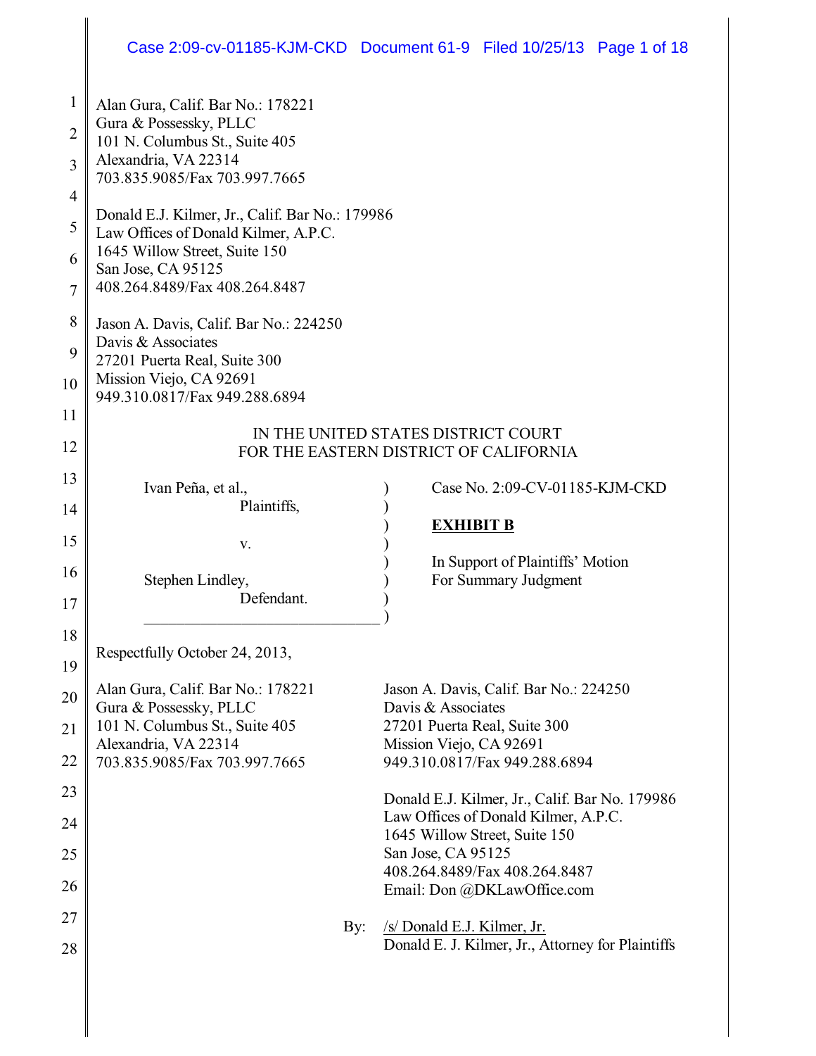Alan Gura, Calif. Bar No.: 178221
Gura & Possessky, PLLC
101 N. Columbus St., Suite 405
Alexandria, VA 22314
703.835.9085/Fax 703.997.7665

Donald E.J. Kilmer, Jr., Calif. Bar No.: 179986
Law Offices of Donald Kilmer, A.P.C.
1645 Willow Street, Suite 150
San Jose, CA 95125
408.264.8489/Fax 408.264.8487

Jason A. Davis, Calif. Bar No.: 224250
Davis & Associates
27201 Puerta Real, Suite 300
Mission Viejo, CA 92691
949.310.0817/Fax 949.288.6894

IN THE UNITED STATES DISTRICT COURT
FOR THE EASTERN DISTRICT OF CALIFORNIA

| | | |
|---|---|---|
| Ivan Peña, et al., Plaintiffs, | ) | Case No. 2:09-CV-01185-KJM-CKD |
| v. | ) | **EXHIBIT B** |
| Stephen Lindley, Defendant. | ) | In Support of Plaintiffs' Motion For Summary Judgment |

Respectfully October 24, 2013,

Alan Gura, Calif. Bar No.: 178221
Gura & Possessky, PLLC
101 N. Columbus St., Suite 405
Alexandria, VA 22314
703.835.9085/Fax 703.997.7665

Jason A. Davis, Calif. Bar No.: 224250
Davis & Associates
27201 Puerta Real, Suite 300
Mission Viejo, CA 92691
949.310.0817/Fax 949.288.6894

Donald E.J. Kilmer, Jr., Calif. Bar No. 179986
Law Offices of Donald Kilmer, A.P.C.
1645 Willow Street, Suite 150
San Jose, CA 95125
408.264.8489/Fax 408.264.8487
Email: Don @DKLawOffice.com

By: /s/ Donald E.J. Kilmer, Jr.
Donald E. J. Kilmer, Jr., Attorney for Plaintiffs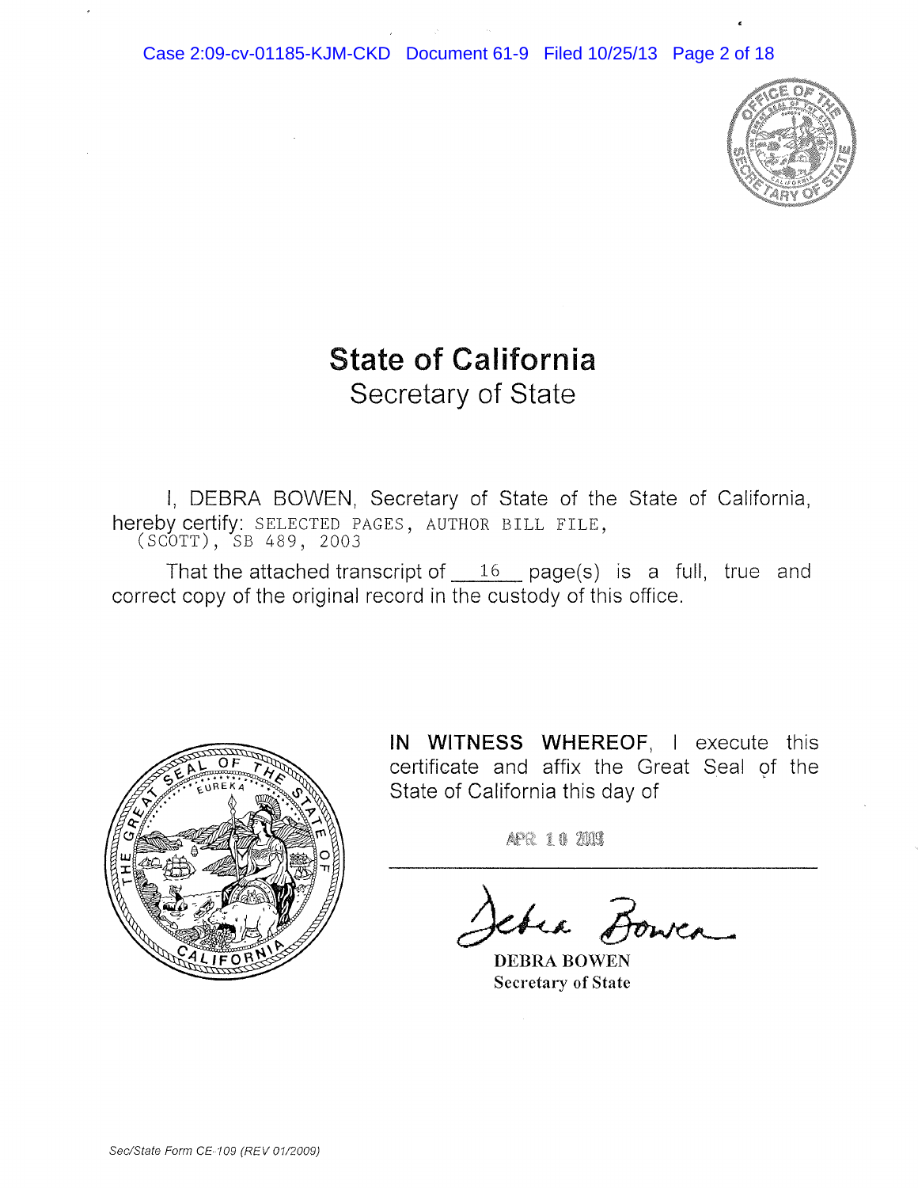# State of California
## Secretary of State

I, DEBRA BOWEN, Secretary of State of the State of California, hereby certify: SELECTED PAGES, AUTHOR BILL FILE, (SCOTT), SB 489, 2003

That the attached transcript of 16 page(s) is a full, true and correct copy of the original record in the custody of this office.

**IN WITNESS WHEREOF**, I execute this certificate and affix the Great Seal of the State of California this day of

APR 10 2009

DEBRA BOWEN
Secretary of State

*Sec/State Form CE-109 (REV 01/2009)*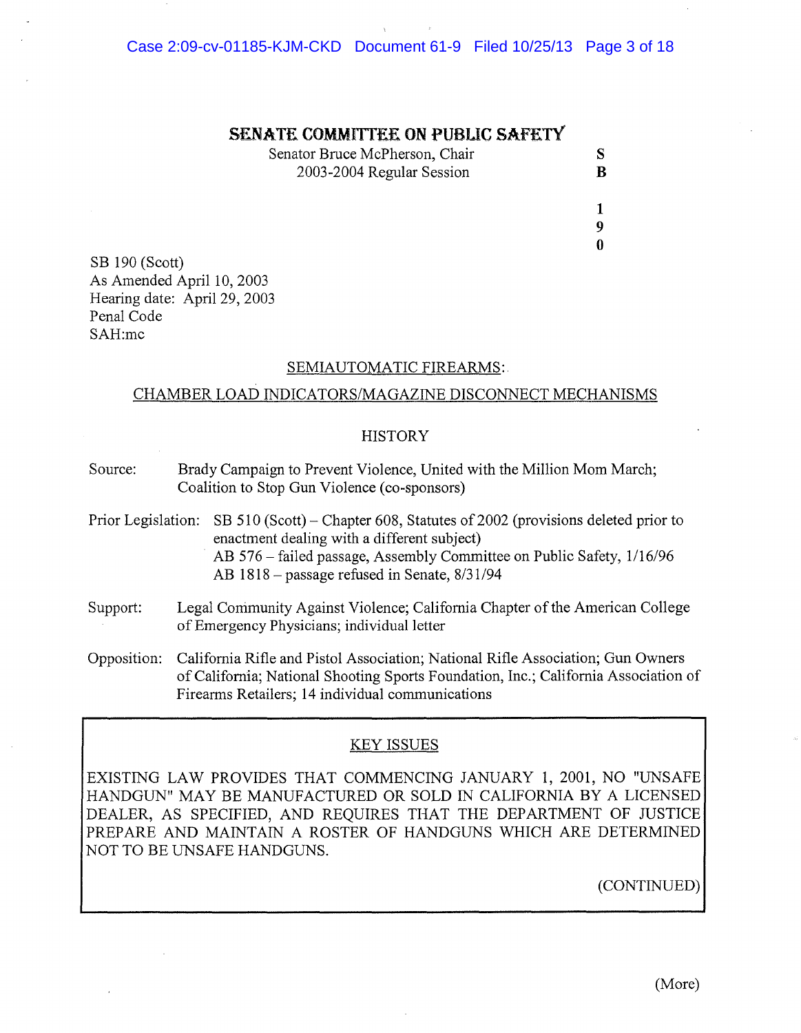# SENATE COMMITTEE ON PUBLIC SAFETY

Senator Bruce McPherson, Chair
2003-2004 Regular Session

S
B

1
9
0

SB 190 (Scott)
As Amended April 10, 2003
Hearing date: April 29, 2003
Penal Code
SAH:mc

## SEMIAUTOMATIC FIREARMS:

## CHAMBER LOAD INDICATORS/MAGAZINE DISCONNECT MECHANISMS

### HISTORY

Source: Brady Campaign to Prevent Violence, United with the Million Mom March; Coalition to Stop Gun Violence (co-sponsors)

Prior Legislation: SB 510 (Scott) – Chapter 608, Statutes of 2002 (provisions deleted prior to enactment dealing with a different subject)
AB 576 – failed passage, Assembly Committee on Public Safety, 1/16/96
AB 1818 – passage refused in Senate, 8/31/94

Support: Legal Community Against Violence; California Chapter of the American College of Emergency Physicians; individual letter

Opposition: California Rifle and Pistol Association; National Rifle Association; Gun Owners of California; National Shooting Sports Foundation, Inc.; California Association of Firearms Retailers; 14 individual communications

### KEY ISSUES

EXISTING LAW PROVIDES THAT COMMENCING JANUARY 1, 2001, NO "UNSAFE HANDGUN" MAY BE MANUFACTURED OR SOLD IN CALIFORNIA BY A LICENSED DEALER, AS SPECIFIED, AND REQUIRES THAT THE DEPARTMENT OF JUSTICE PREPARE AND MAINTAIN A ROSTER OF HANDGUNS WHICH ARE DETERMINED NOT TO BE UNSAFE HANDGUNS.

(CONTINUED)

(More)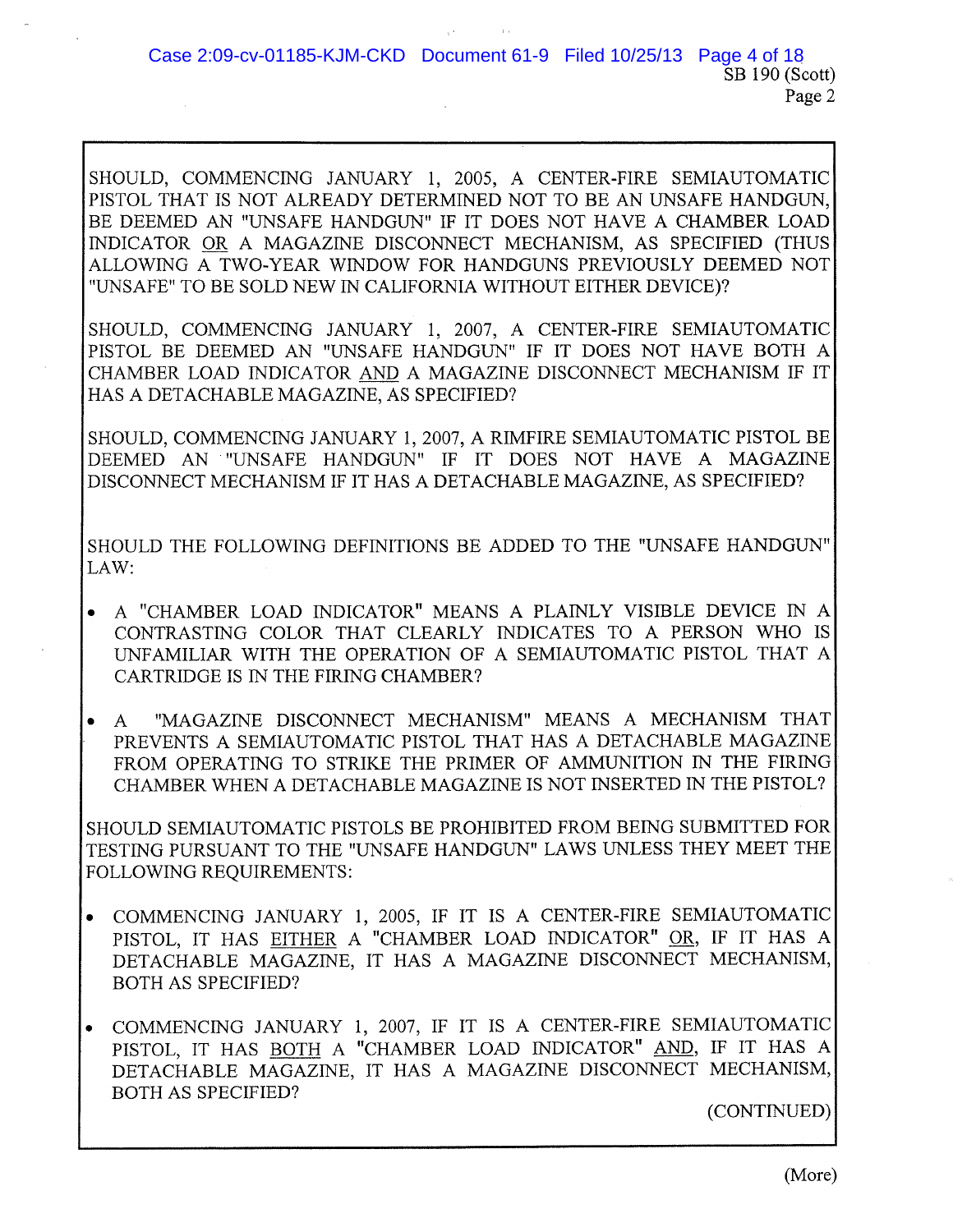SHOULD, COMMENCING JANUARY 1, 2005, A CENTER-FIRE SEMIAUTOMATIC PISTOL THAT IS NOT ALREADY DETERMINED NOT TO BE AN UNSAFE HANDGUN, BE DEEMED AN "UNSAFE HANDGUN" IF IT DOES NOT HAVE A CHAMBER LOAD INDICATOR <u>OR</u> A MAGAZINE DISCONNECT MECHANISM, AS SPECIFIED (THUS ALLOWING A TWO-YEAR WINDOW FOR HANDGUNS PREVIOUSLY DEEMED NOT "UNSAFE" TO BE SOLD NEW IN CALIFORNIA WITHOUT EITHER DEVICE)?

SHOULD, COMMENCING JANUARY 1, 2007, A CENTER-FIRE SEMIAUTOMATIC PISTOL BE DEEMED AN "UNSAFE HANDGUN" IF IT DOES NOT HAVE BOTH A CHAMBER LOAD INDICATOR <u>AND</u> A MAGAZINE DISCONNECT MECHANISM IF IT HAS A DETACHABLE MAGAZINE, AS SPECIFIED?

SHOULD, COMMENCING JANUARY 1, 2007, A RIMFIRE SEMIAUTOMATIC PISTOL BE DEEMED AN "UNSAFE HANDGUN" IF IT DOES NOT HAVE A MAGAZINE DISCONNECT MECHANISM IF IT HAS A DETACHABLE MAGAZINE, AS SPECIFIED?

SHOULD THE FOLLOWING DEFINITIONS BE ADDED TO THE "UNSAFE HANDGUN" LAW:

- A "CHAMBER LOAD INDICATOR" MEANS A PLAINLY VISIBLE DEVICE IN A CONTRASTING COLOR THAT CLEARLY INDICATES TO A PERSON WHO IS UNFAMILIAR WITH THE OPERATION OF A SEMIAUTOMATIC PISTOL THAT A CARTRIDGE IS IN THE FIRING CHAMBER?

- A "MAGAZINE DISCONNECT MECHANISM" MEANS A MECHANISM THAT PREVENTS A SEMIAUTOMATIC PISTOL THAT HAS A DETACHABLE MAGAZINE FROM OPERATING TO STRIKE THE PRIMER OF AMMUNITION IN THE FIRING CHAMBER WHEN A DETACHABLE MAGAZINE IS NOT INSERTED IN THE PISTOL?

SHOULD SEMIAUTOMATIC PISTOLS BE PROHIBITED FROM BEING SUBMITTED FOR TESTING PURSUANT TO THE "UNSAFE HANDGUN" LAWS UNLESS THEY MEET THE FOLLOWING REQUIREMENTS:

- COMMENCING JANUARY 1, 2005, IF IT IS A CENTER-FIRE SEMIAUTOMATIC PISTOL, IT HAS <u>EITHER</u> A "CHAMBER LOAD INDICATOR" <u>OR</u>, IF IT HAS A DETACHABLE MAGAZINE, IT HAS A MAGAZINE DISCONNECT MECHANISM, BOTH AS SPECIFIED?

- COMMENCING JANUARY 1, 2007, IF IT IS A CENTER-FIRE SEMIAUTOMATIC PISTOL, IT HAS <u>BOTH</u> A "CHAMBER LOAD INDICATOR" <u>AND</u>, IF IT HAS A DETACHABLE MAGAZINE, IT HAS A MAGAZINE DISCONNECT MECHANISM, BOTH AS SPECIFIED?

(CONTINUED)

(More)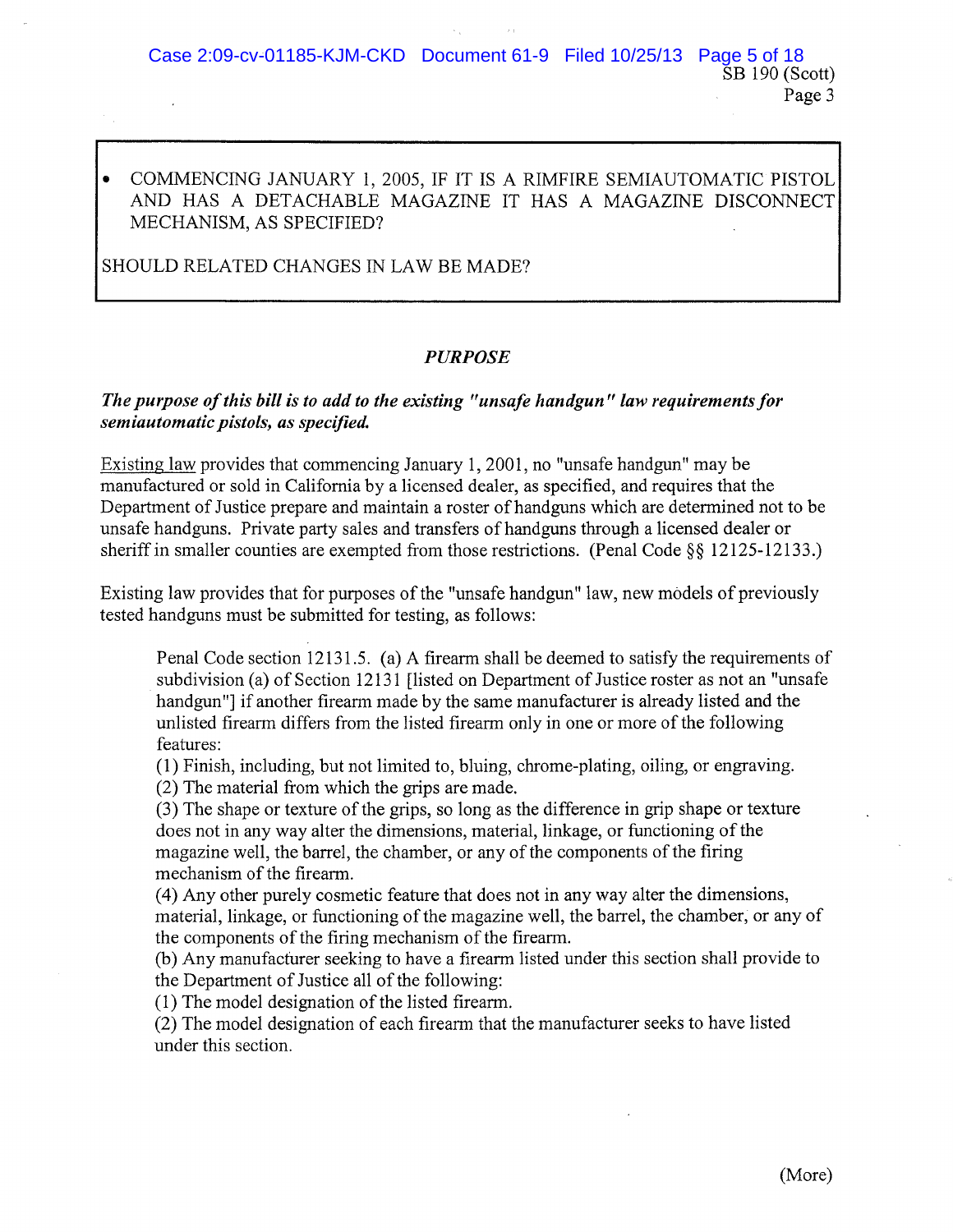- COMMENCING JANUARY 1, 2005, IF IT IS A RIMFIRE SEMIAUTOMATIC PISTOL AND HAS A DETACHABLE MAGAZINE IT HAS A MAGAZINE DISCONNECT MECHANISM, AS SPECIFIED?

SHOULD RELATED CHANGES IN LAW BE MADE?

## *PURPOSE*

***The purpose of this bill is to add to the existing "unsafe handgun" law requirements for semiautomatic pistols, as specified.***

Existing law provides that commencing January 1, 2001, no "unsafe handgun" may be manufactured or sold in California by a licensed dealer, as specified, and requires that the Department of Justice prepare and maintain a roster of handguns which are determined not to be unsafe handguns. Private party sales and transfers of handguns through a licensed dealer or sheriff in smaller counties are exempted from those restrictions. (Penal Code §§ 12125-12133.)

Existing law provides that for purposes of the "unsafe handgun" law, new models of previously tested handguns must be submitted for testing, as follows:

> Penal Code section 12131.5. (a) A firearm shall be deemed to satisfy the requirements of subdivision (a) of Section 12131 [listed on Department of Justice roster as not an "unsafe handgun"] if another firearm made by the same manufacturer is already listed and the unlisted firearm differs from the listed firearm only in one or more of the following features:
> (1) Finish, including, but not limited to, bluing, chrome-plating, oiling, or engraving.
> (2) The material from which the grips are made.
> (3) The shape or texture of the grips, so long as the difference in grip shape or texture does not in any way alter the dimensions, material, linkage, or functioning of the magazine well, the barrel, the chamber, or any of the components of the firing mechanism of the firearm.
> (4) Any other purely cosmetic feature that does not in any way alter the dimensions, material, linkage, or functioning of the magazine well, the barrel, the chamber, or any of the components of the firing mechanism of the firearm.
> (b) Any manufacturer seeking to have a firearm listed under this section shall provide to the Department of Justice all of the following:
> (1) The model designation of the listed firearm.
> (2) The model designation of each firearm that the manufacturer seeks to have listed under this section.

(More)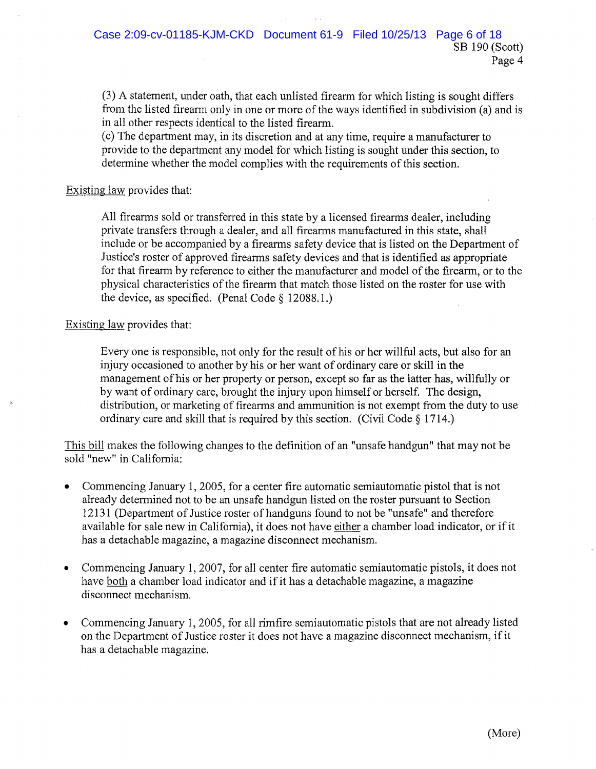(3) A statement, under oath, that each unlisted firearm for which listing is sought differs from the listed firearm only in one or more of the ways identified in subdivision (a) and is in all other respects identical to the listed firearm.

(c) The department may, in its discretion and at any time, require a manufacturer to provide to the department any model for which listing is sought under this section, to determine whether the model complies with the requirements of this section.

Existing law provides that:

> All firearms sold or transferred in this state by a licensed firearms dealer, including private transfers through a dealer, and all firearms manufactured in this state, shall include or be accompanied by a firearms safety device that is listed on the Department of Justice's roster of approved firearms safety devices and that is identified as appropriate for that firearm by reference to either the manufacturer and model of the firearm, or to the physical characteristics of the firearm that match those listed on the roster for use with the device, as specified. (Penal Code § 12088.1.)

Existing law provides that:

> Every one is responsible, not only for the result of his or her willful acts, but also for an injury occasioned to another by his or her want of ordinary care or skill in the management of his or her property or person, except so far as the latter has, willfully or by want of ordinary care, brought the injury upon himself or herself. The design, distribution, or marketing of firearms and ammunition is not exempt from the duty to use ordinary care and skill that is required by this section. (Civil Code § 1714.)

This bill makes the following changes to the definition of an "unsafe handgun" that may not be sold "new" in California:

- Commencing January 1, 2005, for a center fire automatic semiautomatic pistol that is not already determined not to be an unsafe handgun listed on the roster pursuant to Section 12131 (Department of Justice roster of handguns found to not be "unsafe" and therefore available for sale new in California), it does not have either a chamber load indicator, or if it has a detachable magazine, a magazine disconnect mechanism.

- Commencing January 1, 2007, for all center fire automatic semiautomatic pistols, it does not have both a chamber load indicator and if it has a detachable magazine, a magazine disconnect mechanism.

- Commencing January 1, 2005, for all rimfire semiautomatic pistols that are not already listed on the Department of Justice roster it does not have a magazine disconnect mechanism, if it has a detachable magazine.

(More)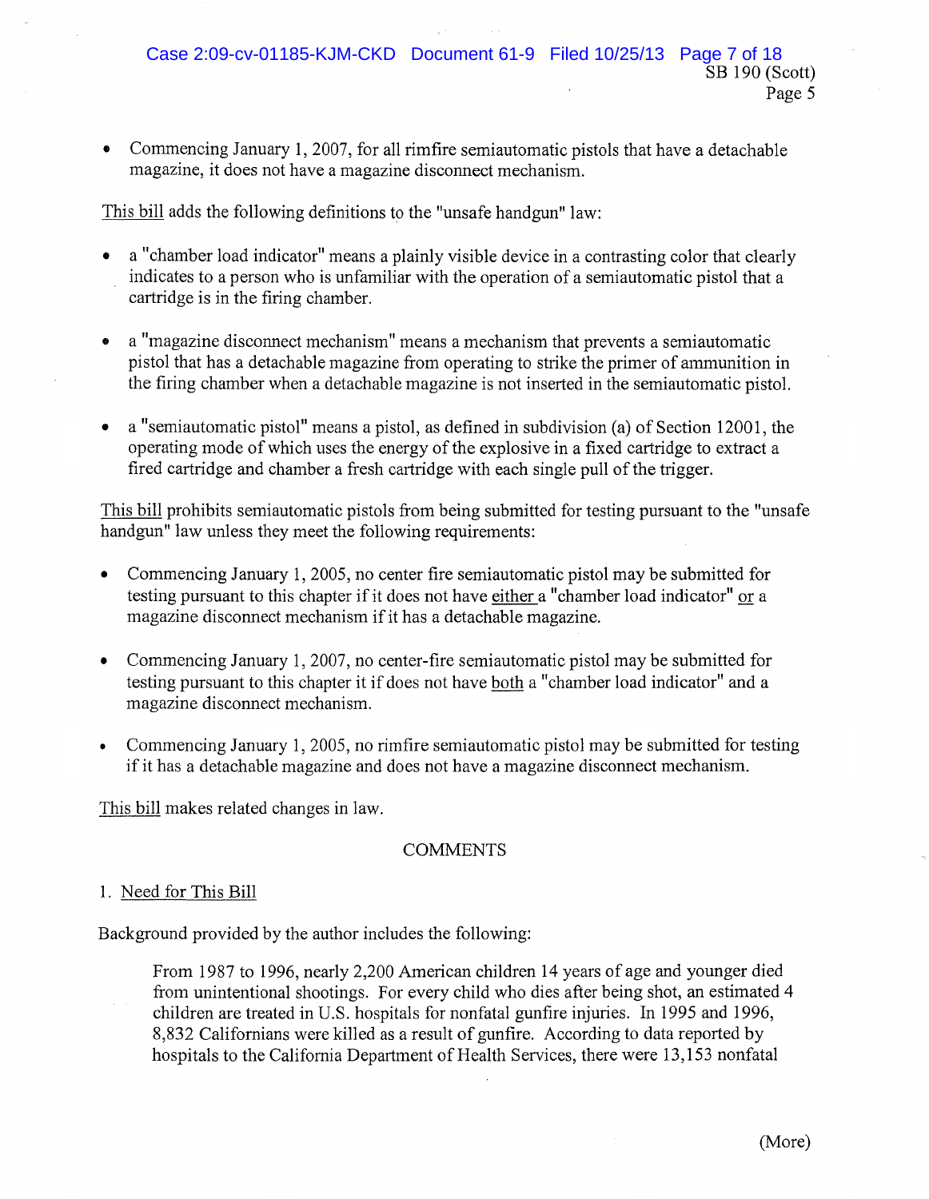- Commencing January 1, 2007, for all rimfire semiautomatic pistols that have a detachable magazine, it does not have a magazine disconnect mechanism.

This bill adds the following definitions to the "unsafe handgun" law:

- a "chamber load indicator" means a plainly visible device in a contrasting color that clearly indicates to a person who is unfamiliar with the operation of a semiautomatic pistol that a cartridge is in the firing chamber.

- a "magazine disconnect mechanism" means a mechanism that prevents a semiautomatic pistol that has a detachable magazine from operating to strike the primer of ammunition in the firing chamber when a detachable magazine is not inserted in the semiautomatic pistol.

- a "semiautomatic pistol" means a pistol, as defined in subdivision (a) of Section 12001, the operating mode of which uses the energy of the explosive in a fixed cartridge to extract a fired cartridge and chamber a fresh cartridge with each single pull of the trigger.

This bill prohibits semiautomatic pistols from being submitted for testing pursuant to the "unsafe handgun" law unless they meet the following requirements:

- Commencing January 1, 2005, no center fire semiautomatic pistol may be submitted for testing pursuant to this chapter if it does not have either a "chamber load indicator" or a magazine disconnect mechanism if it has a detachable magazine.

- Commencing January 1, 2007, no center-fire semiautomatic pistol may be submitted for testing pursuant to this chapter it if does not have both a "chamber load indicator" and a magazine disconnect mechanism.

- Commencing January 1, 2005, no rimfire semiautomatic pistol may be submitted for testing if it has a detachable magazine and does not have a magazine disconnect mechanism.

This bill makes related changes in law.

## COMMENTS

1. Need for This Bill

Background provided by the author includes the following:

> From 1987 to 1996, nearly 2,200 American children 14 years of age and younger died from unintentional shootings. For every child who dies after being shot, an estimated 4 children are treated in U.S. hospitals for nonfatal gunfire injuries. In 1995 and 1996, 8,832 Californians were killed as a result of gunfire. According to data reported by hospitals to the California Department of Health Services, there were 13,153 nonfatal

(More)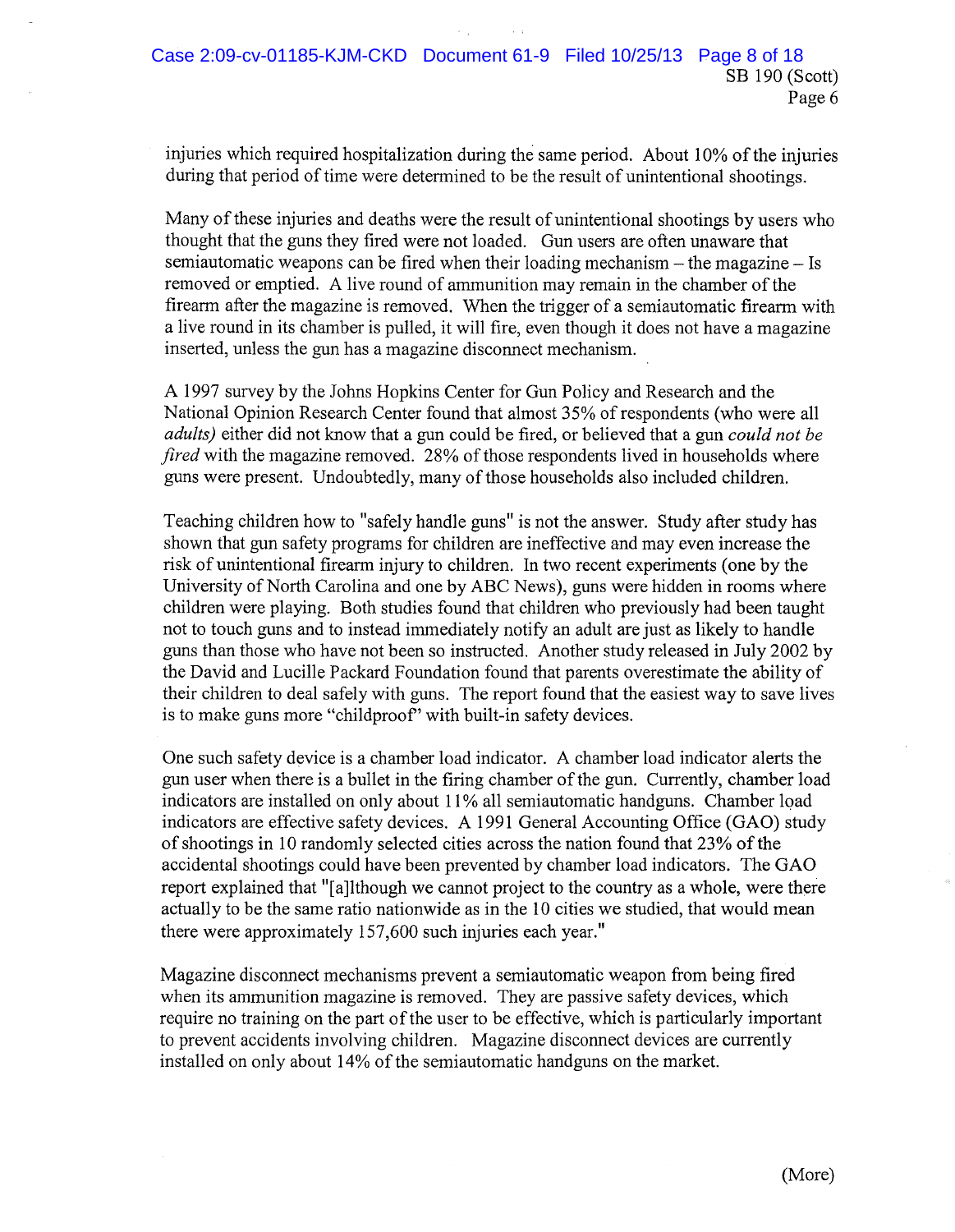injuries which required hospitalization during the same period. About 10% of the injuries during that period of time were determined to be the result of unintentional shootings.

Many of these injuries and deaths were the result of unintentional shootings by users who thought that the guns they fired were not loaded. Gun users are often unaware that semiautomatic weapons can be fired when their loading mechanism – the magazine – Is removed or emptied. A live round of ammunition may remain in the chamber of the firearm after the magazine is removed. When the trigger of a semiautomatic firearm with a live round in its chamber is pulled, it will fire, even though it does not have a magazine inserted, unless the gun has a magazine disconnect mechanism.

A 1997 survey by the Johns Hopkins Center for Gun Policy and Research and the National Opinion Research Center found that almost 35% of respondents (who were all *adults)* either did not know that a gun could be fired, or believed that a gun *could not be fired* with the magazine removed. 28% of those respondents lived in households where guns were present. Undoubtedly, many of those households also included children.

Teaching children how to "safely handle guns" is not the answer. Study after study has shown that gun safety programs for children are ineffective and may even increase the risk of unintentional firearm injury to children. In two recent experiments (one by the University of North Carolina and one by ABC News), guns were hidden in rooms where children were playing. Both studies found that children who previously had been taught not to touch guns and to instead immediately notify an adult are just as likely to handle guns than those who have not been so instructed. Another study released in July 2002 by the David and Lucille Packard Foundation found that parents overestimate the ability of their children to deal safely with guns. The report found that the easiest way to save lives is to make guns more "childproof" with built-in safety devices.

One such safety device is a chamber load indicator. A chamber load indicator alerts the gun user when there is a bullet in the firing chamber of the gun. Currently, chamber load indicators are installed on only about 11% all semiautomatic handguns. Chamber load indicators are effective safety devices. A 1991 General Accounting Office (GAO) study of shootings in 10 randomly selected cities across the nation found that 23% of the accidental shootings could have been prevented by chamber load indicators. The GAO report explained that "[a]lthough we cannot project to the country as a whole, were there actually to be the same ratio nationwide as in the 10 cities we studied, that would mean there were approximately 157,600 such injuries each year."

Magazine disconnect mechanisms prevent a semiautomatic weapon from being fired when its ammunition magazine is removed. They are passive safety devices, which require no training on the part of the user to be effective, which is particularly important to prevent accidents involving children. Magazine disconnect devices are currently installed on only about 14% of the semiautomatic handguns on the market.

(More)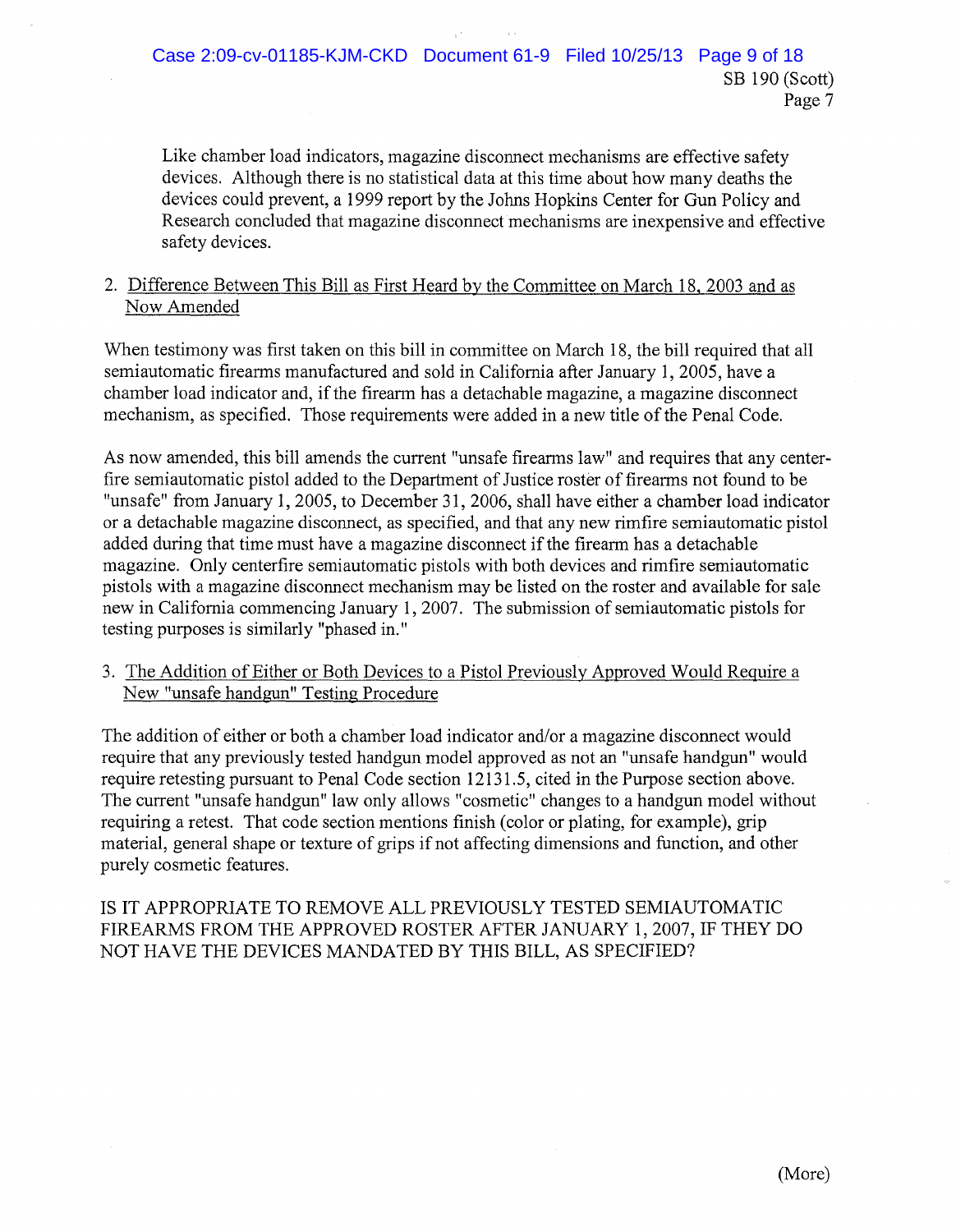Like chamber load indicators, magazine disconnect mechanisms are effective safety devices. Although there is no statistical data at this time about how many deaths the devices could prevent, a 1999 report by the Johns Hopkins Center for Gun Policy and Research concluded that magazine disconnect mechanisms are inexpensive and effective safety devices.

2. Difference Between This Bill as First Heard by the Committee on March 18, 2003 and as Now Amended

When testimony was first taken on this bill in committee on March 18, the bill required that all semiautomatic firearms manufactured and sold in California after January 1, 2005, have a chamber load indicator and, if the firearm has a detachable magazine, a magazine disconnect mechanism, as specified. Those requirements were added in a new title of the Penal Code.

As now amended, this bill amends the current "unsafe firearms law" and requires that any center-fire semiautomatic pistol added to the Department of Justice roster of firearms not found to be "unsafe" from January 1, 2005, to December 31, 2006, shall have either a chamber load indicator or a detachable magazine disconnect, as specified, and that any new rimfire semiautomatic pistol added during that time must have a magazine disconnect if the firearm has a detachable magazine. Only centerfire semiautomatic pistols with both devices and rimfire semiautomatic pistols with a magazine disconnect mechanism may be listed on the roster and available for sale new in California commencing January 1, 2007. The submission of semiautomatic pistols for testing purposes is similarly "phased in."

3. The Addition of Either or Both Devices to a Pistol Previously Approved Would Require a New "unsafe handgun" Testing Procedure

The addition of either or both a chamber load indicator and/or a magazine disconnect would require that any previously tested handgun model approved as not an "unsafe handgun" would require retesting pursuant to Penal Code section 12131.5, cited in the Purpose section above. The current "unsafe handgun" law only allows "cosmetic" changes to a handgun model without requiring a retest. That code section mentions finish (color or plating, for example), grip material, general shape or texture of grips if not affecting dimensions and function, and other purely cosmetic features.

IS IT APPROPRIATE TO REMOVE ALL PREVIOUSLY TESTED SEMIAUTOMATIC FIREARMS FROM THE APPROVED ROSTER AFTER JANUARY 1, 2007, IF THEY DO NOT HAVE THE DEVICES MANDATED BY THIS BILL, AS SPECIFIED?

(More)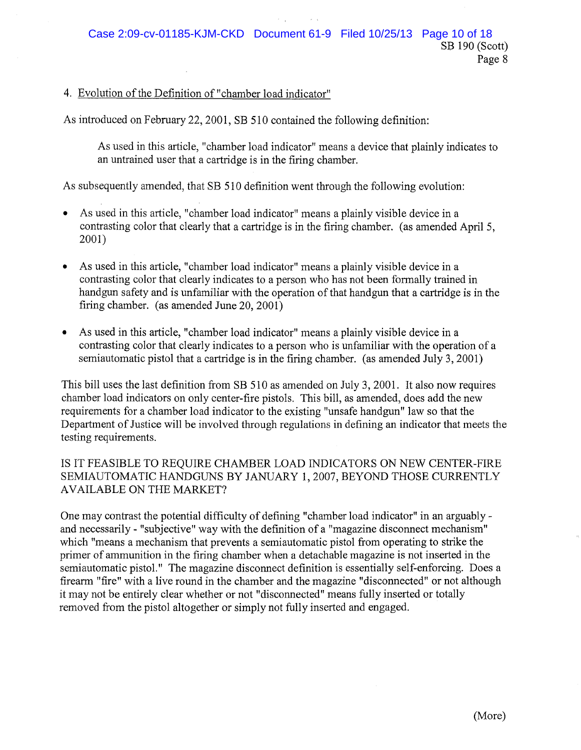4. Evolution of the Definition of "chamber load indicator"

As introduced on February 22, 2001, SB 510 contained the following definition:

> As used in this article, "chamber load indicator" means a device that plainly indicates to an untrained user that a cartridge is in the firing chamber.

As subsequently amended, that SB 510 definition went through the following evolution:

- As used in this article, "chamber load indicator" means a plainly visible device in a contrasting color that clearly that a cartridge is in the firing chamber. (as amended April 5, 2001)

- As used in this article, "chamber load indicator" means a plainly visible device in a contrasting color that clearly indicates to a person who has not been formally trained in handgun safety and is unfamiliar with the operation of that handgun that a cartridge is in the firing chamber. (as amended June 20, 2001)

- As used in this article, "chamber load indicator" means a plainly visible device in a contrasting color that clearly indicates to a person who is unfamiliar with the operation of a semiautomatic pistol that a cartridge is in the firing chamber. (as amended July 3, 2001)

This bill uses the last definition from SB 510 as amended on July 3, 2001. It also now requires chamber load indicators on only center-fire pistols. This bill, as amended, does add the new requirements for a chamber load indicator to the existing "unsafe handgun" law so that the Department of Justice will be involved through regulations in defining an indicator that meets the testing requirements.

IS IT FEASIBLE TO REQUIRE CHAMBER LOAD INDICATORS ON NEW CENTER-FIRE SEMIAUTOMATIC HANDGUNS BY JANUARY 1, 2007, BEYOND THOSE CURRENTLY AVAILABLE ON THE MARKET?

One may contrast the potential difficulty of defining "chamber load indicator" in an arguably - and necessarily - "subjective" way with the definition of a "magazine disconnect mechanism" which "means a mechanism that prevents a semiautomatic pistol from operating to strike the primer of ammunition in the firing chamber when a detachable magazine is not inserted in the semiautomatic pistol." The magazine disconnect definition is essentially self-enforcing. Does a firearm "fire" with a live round in the chamber and the magazine "disconnected" or not although it may not be entirely clear whether or not "disconnected" means fully inserted or totally removed from the pistol altogether or simply not fully inserted and engaged.

(More)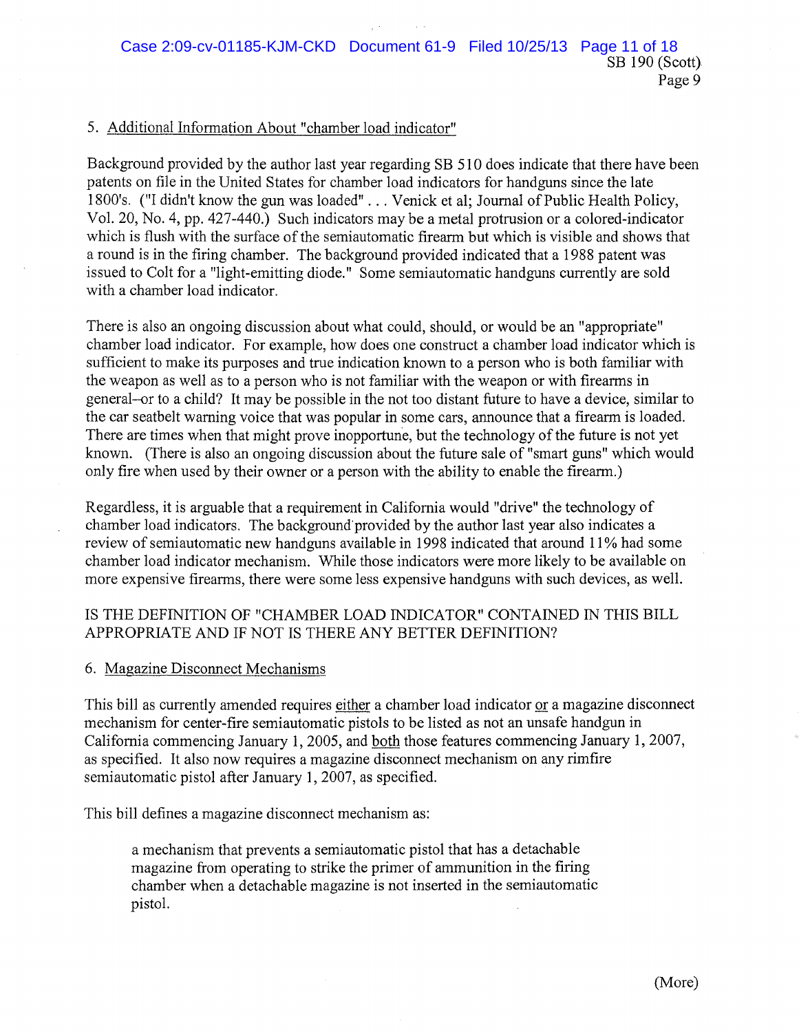5. Additional Information About "chamber load indicator"

Background provided by the author last year regarding SB 510 does indicate that there have been patents on file in the United States for chamber load indicators for handguns since the late 1800's. ("I didn't know the gun was loaded" . . . Venick et al; Journal of Public Health Policy, Vol. 20, No. 4, pp. 427-440.) Such indicators may be a metal protrusion or a colored-indicator which is flush with the surface of the semiautomatic firearm but which is visible and shows that a round is in the firing chamber. The background provided indicated that a 1988 patent was issued to Colt for a "light-emitting diode." Some semiautomatic handguns currently are sold with a chamber load indicator.

There is also an ongoing discussion about what could, should, or would be an "appropriate" chamber load indicator. For example, how does one construct a chamber load indicator which is sufficient to make its purposes and true indication known to a person who is both familiar with the weapon as well as to a person who is not familiar with the weapon or with firearms in general--or to a child? It may be possible in the not too distant future to have a device, similar to the car seatbelt warning voice that was popular in some cars, announce that a firearm is loaded. There are times when that might prove inopportune, but the technology of the future is not yet known. (There is also an ongoing discussion about the future sale of "smart guns" which would only fire when used by their owner or a person with the ability to enable the firearm.)

Regardless, it is arguable that a requirement in California would "drive" the technology of chamber load indicators. The background provided by the author last year also indicates a review of semiautomatic new handguns available in 1998 indicated that around 11% had some chamber load indicator mechanism. While those indicators were more likely to be available on more expensive firearms, there were some less expensive handguns with such devices, as well.

IS THE DEFINITION OF "CHAMBER LOAD INDICATOR" CONTAINED IN THIS BILL APPROPRIATE AND IF NOT IS THERE ANY BETTER DEFINITION?

6. Magazine Disconnect Mechanisms

This bill as currently amended requires either a chamber load indicator or a magazine disconnect mechanism for center-fire semiautomatic pistols to be listed as not an unsafe handgun in California commencing January 1, 2005, and both those features commencing January 1, 2007, as specified. It also now requires a magazine disconnect mechanism on any rimfire semiautomatic pistol after January 1, 2007, as specified.

This bill defines a magazine disconnect mechanism as:

> a mechanism that prevents a semiautomatic pistol that has a detachable magazine from operating to strike the primer of ammunition in the firing chamber when a detachable magazine is not inserted in the semiautomatic pistol.

(More)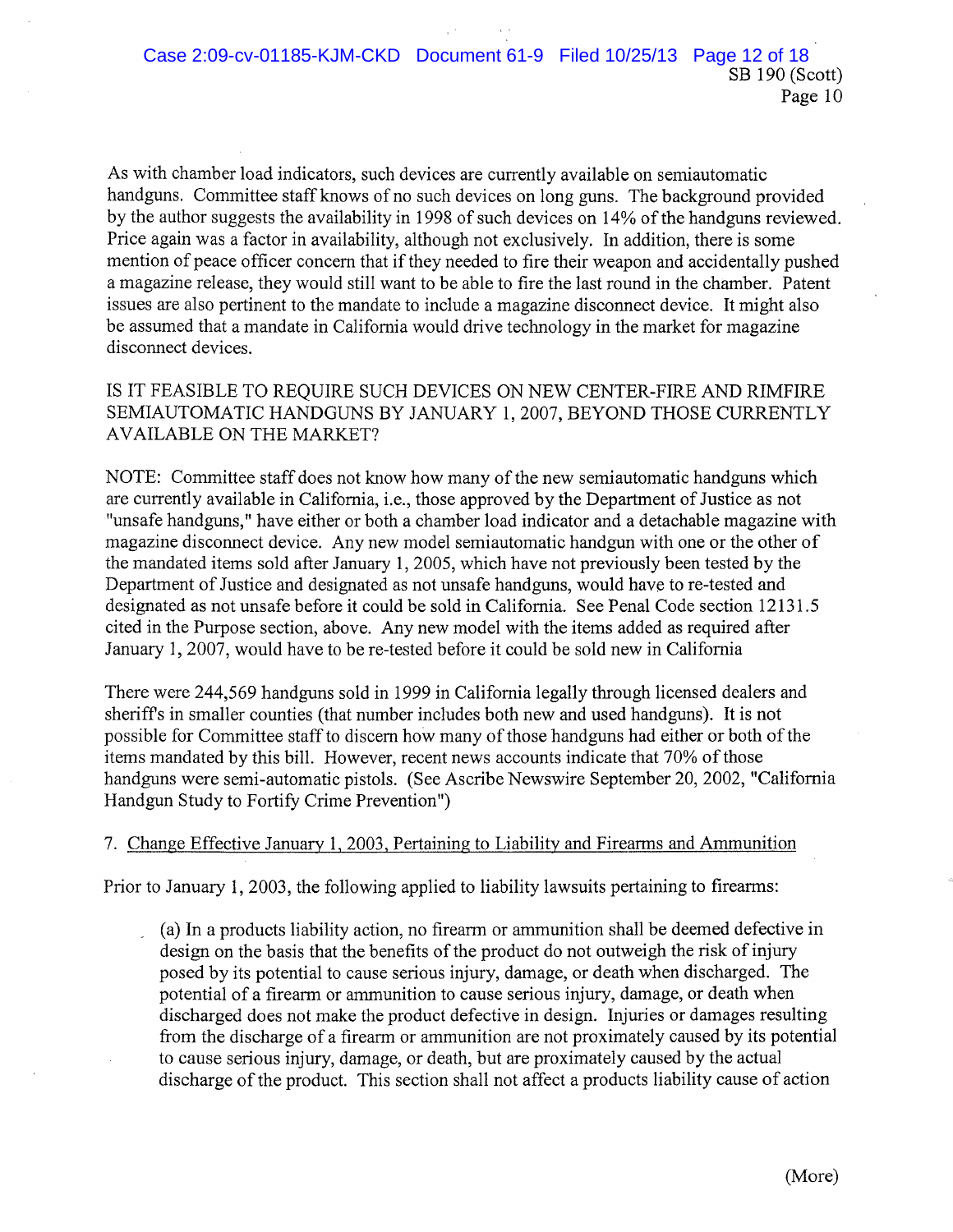As with chamber load indicators, such devices are currently available on semiautomatic handguns. Committee staff knows of no such devices on long guns. The background provided by the author suggests the availability in 1998 of such devices on 14% of the handguns reviewed. Price again was a factor in availability, although not exclusively. In addition, there is some mention of peace officer concern that if they needed to fire their weapon and accidentally pushed a magazine release, they would still want to be able to fire the last round in the chamber. Patent issues are also pertinent to the mandate to include a magazine disconnect device. It might also be assumed that a mandate in California would drive technology in the market for magazine disconnect devices.

IS IT FEASIBLE TO REQUIRE SUCH DEVICES ON NEW CENTER-FIRE AND RIMFIRE SEMIAUTOMATIC HANDGUNS BY JANUARY 1, 2007, BEYOND THOSE CURRENTLY AVAILABLE ON THE MARKET?

NOTE: Committee staff does not know how many of the new semiautomatic handguns which are currently available in California, i.e., those approved by the Department of Justice as not "unsafe handguns," have either or both a chamber load indicator and a detachable magazine with magazine disconnect device. Any new model semiautomatic handgun with one or the other of the mandated items sold after January 1, 2005, which have not previously been tested by the Department of Justice and designated as not unsafe handguns, would have to re-tested and designated as not unsafe before it could be sold in California. See Penal Code section 12131.5 cited in the Purpose section, above. Any new model with the items added as required after January 1, 2007, would have to be re-tested before it could be sold new in California

There were 244,569 handguns sold in 1999 in California legally through licensed dealers and sheriff's in smaller counties (that number includes both new and used handguns). It is not possible for Committee staff to discern how many of those handguns had either or both of the items mandated by this bill. However, recent news accounts indicate that 70% of those handguns were semi-automatic pistols. (See Ascribe Newswire September 20, 2002, "California Handgun Study to Fortify Crime Prevention")

7. Change Effective January 1, 2003, Pertaining to Liability and Firearms and Ammunition

Prior to January 1, 2003, the following applied to liability lawsuits pertaining to firearms:

> (a) In a products liability action, no firearm or ammunition shall be deemed defective in design on the basis that the benefits of the product do not outweigh the risk of injury posed by its potential to cause serious injury, damage, or death when discharged. The potential of a firearm or ammunition to cause serious injury, damage, or death when discharged does not make the product defective in design. Injuries or damages resulting from the discharge of a firearm or ammunition are not proximately caused by its potential to cause serious injury, damage, or death, but are proximately caused by the actual discharge of the product. This section shall not affect a products liability cause of action

(More)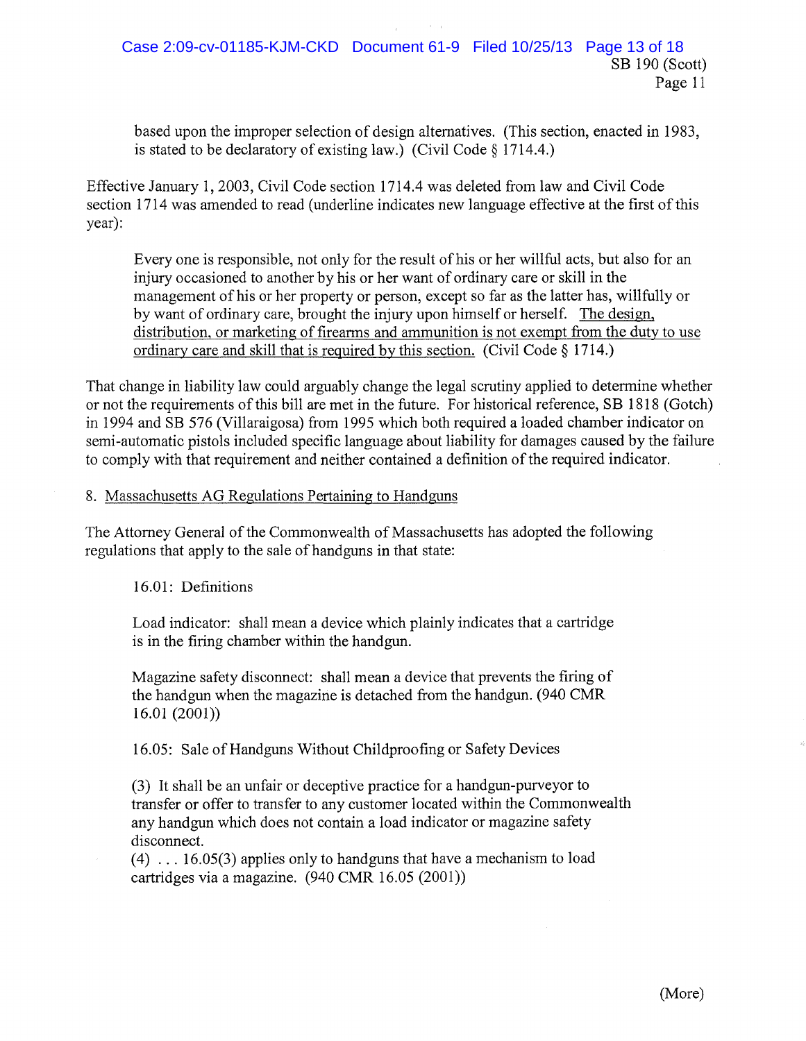based upon the improper selection of design alternatives. (This section, enacted in 1983, is stated to be declaratory of existing law.) (Civil Code § 1714.4.)

Effective January 1, 2003, Civil Code section 1714.4 was deleted from law and Civil Code section 1714 was amended to read (underline indicates new language effective at the first of this year):

> Every one is responsible, not only for the result of his or her willful acts, but also for an injury occasioned to another by his or her want of ordinary care or skill in the management of his or her property or person, except so far as the latter has, willfully or by want of ordinary care, brought the injury upon himself or herself. <u>The design, distribution, or marketing of firearms and ammunition is not exempt from the duty to use ordinary care and skill that is required by this section.</u> (Civil Code § 1714.)

That change in liability law could arguably change the legal scrutiny applied to determine whether or not the requirements of this bill are met in the future. For historical reference, SB 1818 (Gotch) in 1994 and SB 576 (Villaraigosa) from 1995 which both required a loaded chamber indicator on semi-automatic pistols included specific language about liability for damages caused by the failure to comply with that requirement and neither contained a definition of the required indicator.

8. <u>Massachusetts AG Regulations Pertaining to Handguns</u>

The Attorney General of the Commonwealth of Massachusetts has adopted the following regulations that apply to the sale of handguns in that state:

> 16.01: Definitions
>
> Load indicator: shall mean a device which plainly indicates that a cartridge is in the firing chamber within the handgun.
>
> Magazine safety disconnect: shall mean a device that prevents the firing of the handgun when the magazine is detached from the handgun. (940 CMR 16.01 (2001))
>
> 16.05: Sale of Handguns Without Childproofing or Safety Devices
>
> (3) It shall be an unfair or deceptive practice for a handgun-purveyor to transfer or offer to transfer to any customer located within the Commonwealth any handgun which does not contain a load indicator or magazine safety disconnect.
> (4) . . . 16.05(3) applies only to handguns that have a mechanism to load cartridges via a magazine. (940 CMR 16.05 (2001))

(More)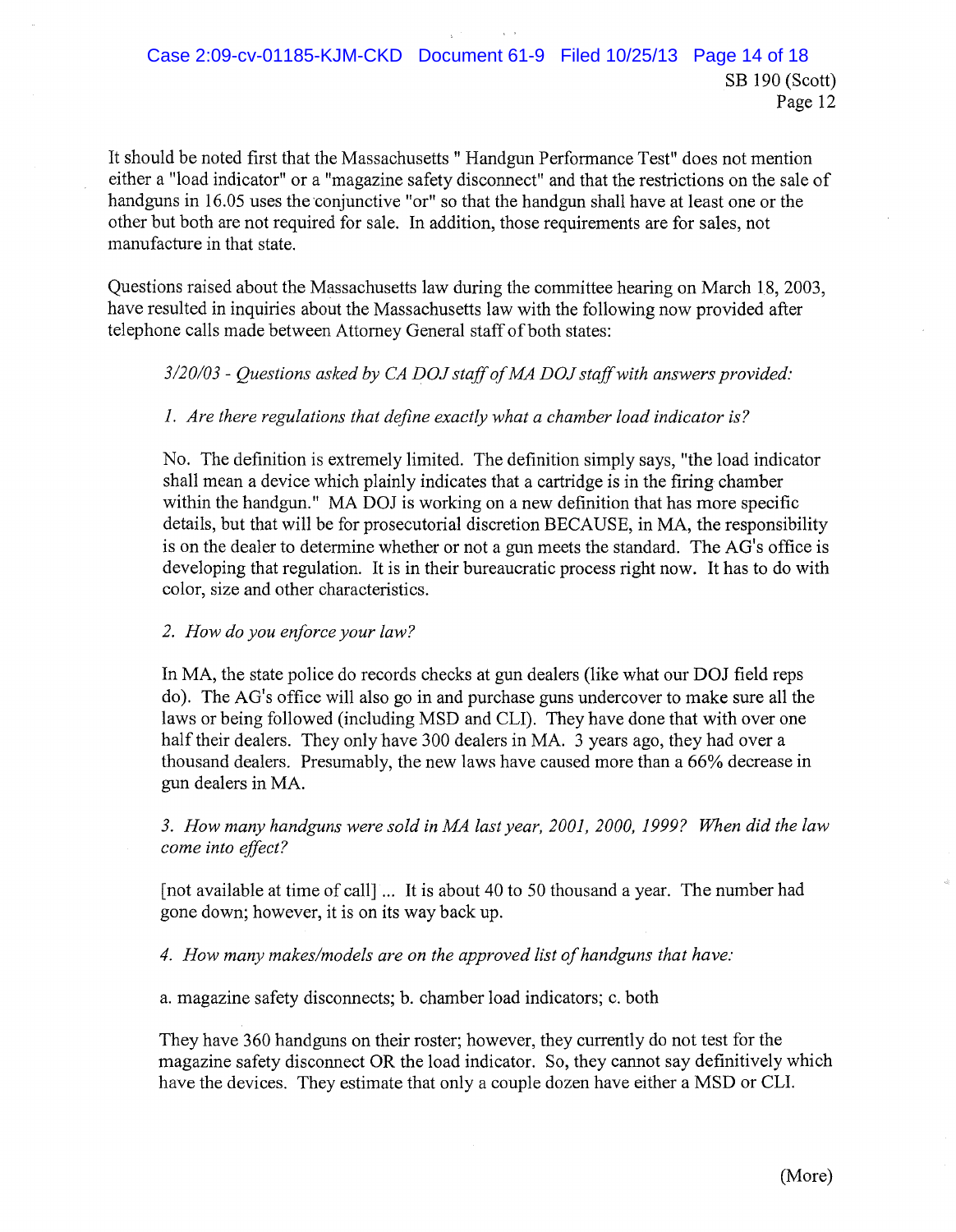It should be noted first that the Massachusetts " Handgun Performance Test" does not mention either a "load indicator" or a "magazine safety disconnect" and that the restrictions on the sale of handguns in 16.05 uses the conjunctive "or" so that the handgun shall have at least one or the other but both are not required for sale. In addition, those requirements are for sales, not manufacture in that state.

Questions raised about the Massachusetts law during the committee hearing on March 18, 2003, have resulted in inquiries about the Massachusetts law with the following now provided after telephone calls made between Attorney General staff of both states:

> *3/20/03 - Questions asked by CA DOJ staff of MA DOJ staff with answers provided:*
>
> *1. Are there regulations that define exactly what a chamber load indicator is?*
>
> No. The definition is extremely limited. The definition simply says, "the load indicator shall mean a device which plainly indicates that a cartridge is in the firing chamber within the handgun." MA DOJ is working on a new definition that has more specific details, but that will be for prosecutorial discretion BECAUSE, in MA, the responsibility is on the dealer to determine whether or not a gun meets the standard. The AG's office is developing that regulation. It is in their bureaucratic process right now. It has to do with color, size and other characteristics.
>
> *2. How do you enforce your law?*
>
> In MA, the state police do records checks at gun dealers (like what our DOJ field reps do). The AG's office will also go in and purchase guns undercover to make sure all the laws or being followed (including MSD and CLI). They have done that with over one half their dealers. They only have 300 dealers in MA. 3 years ago, they had over a thousand dealers. Presumably, the new laws have caused more than a 66% decrease in gun dealers in MA.
>
> *3. How many handguns were sold in MA last year, 2001, 2000, 1999? When did the law come into effect?*
>
> [not available at time of call] ... It is about 40 to 50 thousand a year. The number had gone down; however, it is on its way back up.
>
> *4. How many makes/models are on the approved list of handguns that have:*
>
> a. magazine safety disconnects; b. chamber load indicators; c. both
>
> They have 360 handguns on their roster; however, they currently do not test for the magazine safety disconnect OR the load indicator. So, they cannot say definitively which have the devices. They estimate that only a couple dozen have either a MSD or CLI.

(More)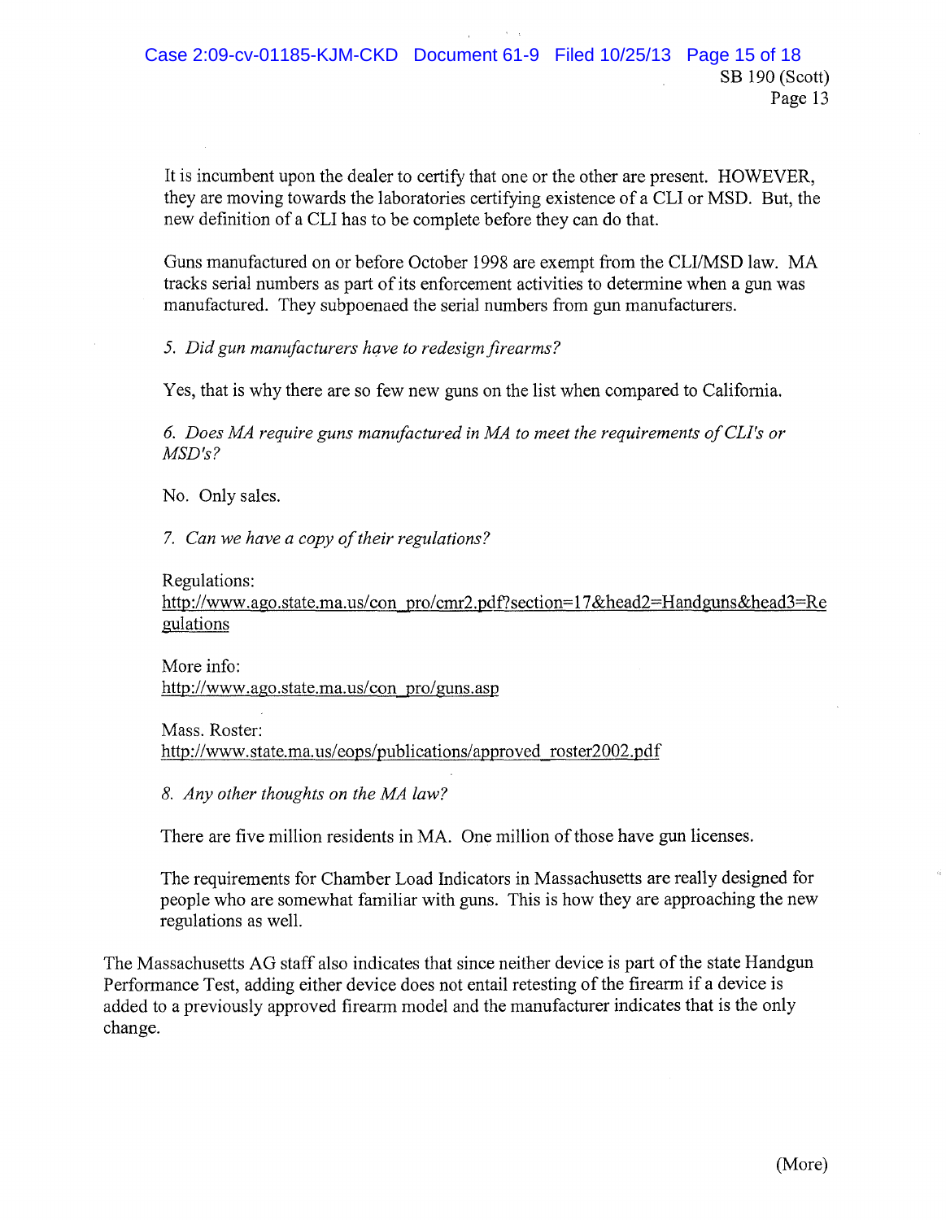It is incumbent upon the dealer to certify that one or the other are present. HOWEVER, they are moving towards the laboratories certifying existence of a CLI or MSD. But, the new definition of a CLI has to be complete before they can do that.

Guns manufactured on or before October 1998 are exempt from the CLI/MSD law. MA tracks serial numbers as part of its enforcement activities to determine when a gun was manufactured. They subpoenaed the serial numbers from gun manufacturers.

*5. Did gun manufacturers have to redesign firearms?*

Yes, that is why there are so few new guns on the list when compared to California.

*6. Does MA require guns manufactured in MA to meet the requirements of CLI's or MSD's?*

No. Only sales.

*7. Can we have a copy of their regulations?*

Regulations:
http://www.ago.state.ma.us/con_pro/cmr2.pdf?section=17&head2=Handguns&head3=Regulations

More info:
http://www.ago.state.ma.us/con_pro/guns.asp

Mass. Roster:
http://www.state.ma.us/eops/publications/approved_roster2002.pdf

*8. Any other thoughts on the MA law?*

There are five million residents in MA. One million of those have gun licenses.

The requirements for Chamber Load Indicators in Massachusetts are really designed for people who are somewhat familiar with guns. This is how they are approaching the new regulations as well.

The Massachusetts AG staff also indicates that since neither device is part of the state Handgun Performance Test, adding either device does not entail retesting of the firearm if a device is added to a previously approved firearm model and the manufacturer indicates that is the only change.

(More)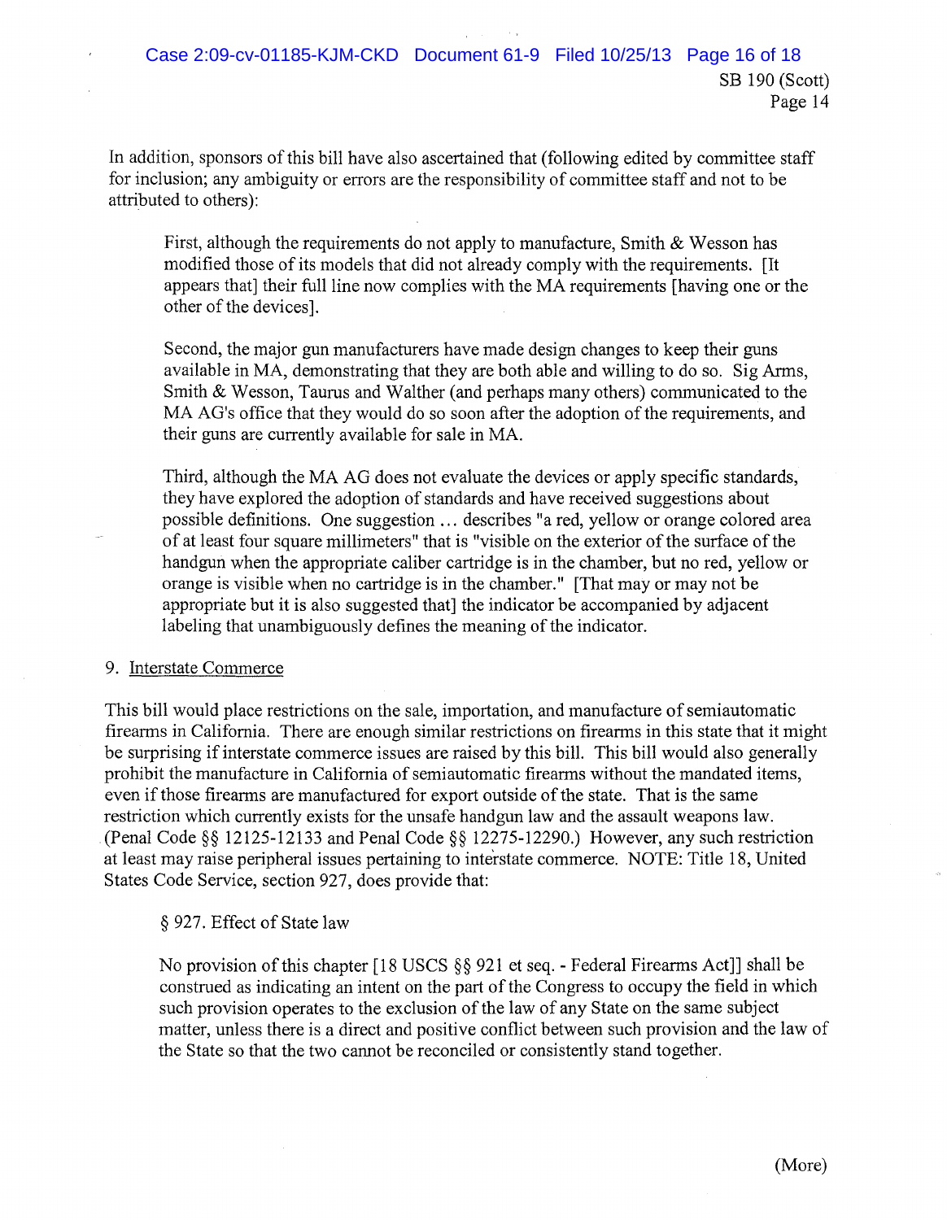In addition, sponsors of this bill have also ascertained that (following edited by committee staff for inclusion; any ambiguity or errors are the responsibility of committee staff and not to be attributed to others):

> First, although the requirements do not apply to manufacture, Smith & Wesson has modified those of its models that did not already comply with the requirements. [It appears that] their full line now complies with the MA requirements [having one or the other of the devices].
>
> Second, the major gun manufacturers have made design changes to keep their guns available in MA, demonstrating that they are both able and willing to do so. Sig Arms, Smith & Wesson, Taurus and Walther (and perhaps many others) communicated to the MA AG's office that they would do so soon after the adoption of the requirements, and their guns are currently available for sale in MA.
>
> Third, although the MA AG does not evaluate the devices or apply specific standards, they have explored the adoption of standards and have received suggestions about possible definitions. One suggestion … describes "a red, yellow or orange colored area of at least four square millimeters" that is "visible on the exterior of the surface of the handgun when the appropriate caliber cartridge is in the chamber, but no red, yellow or orange is visible when no cartridge is in the chamber." [That may or may not be appropriate but it is also suggested that] the indicator be accompanied by adjacent labeling that unambiguously defines the meaning of the indicator.

9. Interstate Commerce

This bill would place restrictions on the sale, importation, and manufacture of semiautomatic firearms in California. There are enough similar restrictions on firearms in this state that it might be surprising if interstate commerce issues are raised by this bill. This bill would also generally prohibit the manufacture in California of semiautomatic firearms without the mandated items, even if those firearms are manufactured for export outside of the state. That is the same restriction which currently exists for the unsafe handgun law and the assault weapons law. (Penal Code §§ 12125-12133 and Penal Code §§ 12275-12290.) However, any such restriction at least may raise peripheral issues pertaining to interstate commerce. NOTE: Title 18, United States Code Service, section 927, does provide that:

> § 927. Effect of State law
>
> No provision of this chapter [18 USCS §§ 921 et seq. - Federal Firearms Act]] shall be construed as indicating an intent on the part of the Congress to occupy the field in which such provision operates to the exclusion of the law of any State on the same subject matter, unless there is a direct and positive conflict between such provision and the law of the State so that the two cannot be reconciled or consistently stand together.

(More)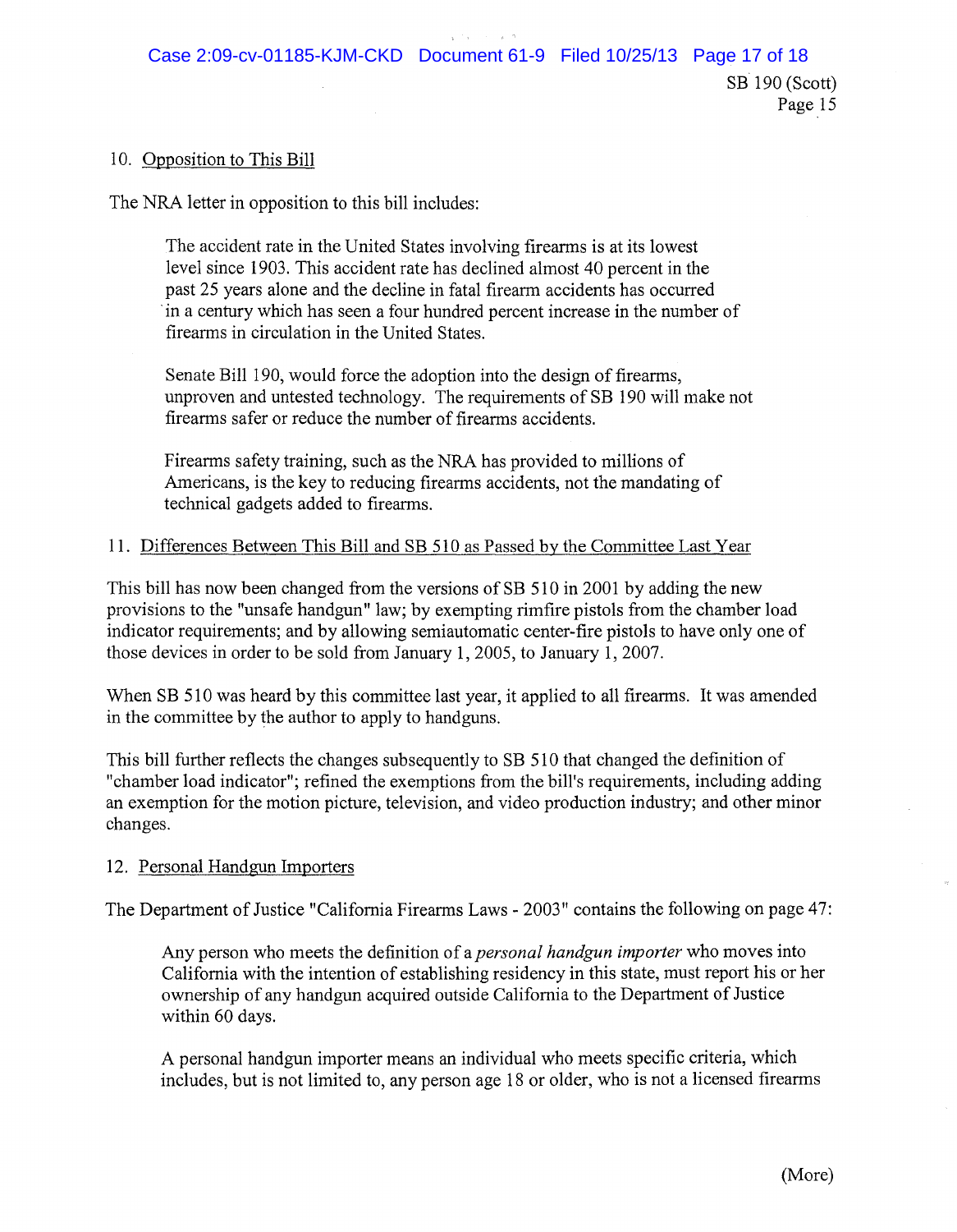10. Opposition to This Bill

The NRA letter in opposition to this bill includes:

> The accident rate in the United States involving firearms is at its lowest level since 1903. This accident rate has declined almost 40 percent in the past 25 years alone and the decline in fatal firearm accidents has occurred in a century which has seen a four hundred percent increase in the number of firearms in circulation in the United States.
>
> Senate Bill 190, would force the adoption into the design of firearms, unproven and untested technology. The requirements of SB 190 will make not firearms safer or reduce the number of firearms accidents.
>
> Firearms safety training, such as the NRA has provided to millions of Americans, is the key to reducing firearms accidents, not the mandating of technical gadgets added to firearms.

11. Differences Between This Bill and SB 510 as Passed by the Committee Last Year

This bill has now been changed from the versions of SB 510 in 2001 by adding the new provisions to the "unsafe handgun" law; by exempting rimfire pistols from the chamber load indicator requirements; and by allowing semiautomatic center-fire pistols to have only one of those devices in order to be sold from January 1, 2005, to January 1, 2007.

When SB 510 was heard by this committee last year, it applied to all firearms. It was amended in the committee by the author to apply to handguns.

This bill further reflects the changes subsequently to SB 510 that changed the definition of "chamber load indicator"; refined the exemptions from the bill's requirements, including adding an exemption for the motion picture, television, and video production industry; and other minor changes.

12. Personal Handgun Importers

The Department of Justice "California Firearms Laws - 2003" contains the following on page 47:

> Any person who meets the definition of a *personal handgun importer* who moves into California with the intention of establishing residency in this state, must report his or her ownership of any handgun acquired outside California to the Department of Justice within 60 days.
>
> A personal handgun importer means an individual who meets specific criteria, which includes, but is not limited to, any person age 18 or older, who is not a licensed firearms

(More)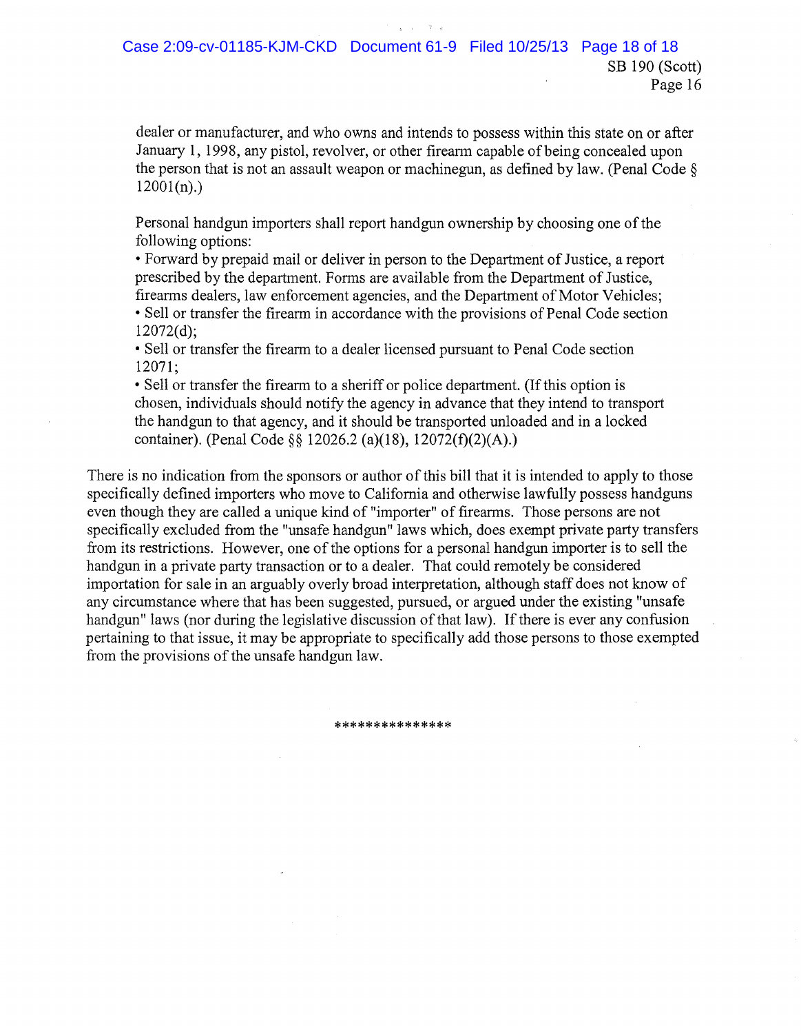dealer or manufacturer, and who owns and intends to possess within this state on or after January 1, 1998, any pistol, revolver, or other firearm capable of being concealed upon the person that is not an assault weapon or machinegun, as defined by law. (Penal Code § 12001(n).)

Personal handgun importers shall report handgun ownership by choosing one of the following options:

- Forward by prepaid mail or deliver in person to the Department of Justice, a report prescribed by the department. Forms are available from the Department of Justice, firearms dealers, law enforcement agencies, and the Department of Motor Vehicles;
- Sell or transfer the firearm in accordance with the provisions of Penal Code section 12072(d);
- Sell or transfer the firearm to a dealer licensed pursuant to Penal Code section 12071;
- Sell or transfer the firearm to a sheriff or police department. (If this option is chosen, individuals should notify the agency in advance that they intend to transport the handgun to that agency, and it should be transported unloaded and in a locked container). (Penal Code §§ 12026.2 (a)(18), 12072(f)(2)(A).)

There is no indication from the sponsors or author of this bill that it is intended to apply to those specifically defined importers who move to California and otherwise lawfully possess handguns even though they are called a unique kind of "importer" of firearms. Those persons are not specifically excluded from the "unsafe handgun" laws which, does exempt private party transfers from its restrictions. However, one of the options for a personal handgun importer is to sell the handgun in a private party transaction or to a dealer. That could remotely be considered importation for sale in an arguably overly broad interpretation, although staff does not know of any circumstance where that has been suggested, pursued, or argued under the existing "unsafe handgun" laws (nor during the legislative discussion of that law). If there is ever any confusion pertaining to that issue, it may be appropriate to specifically add those persons to those exempted from the provisions of the unsafe handgun law.

***************